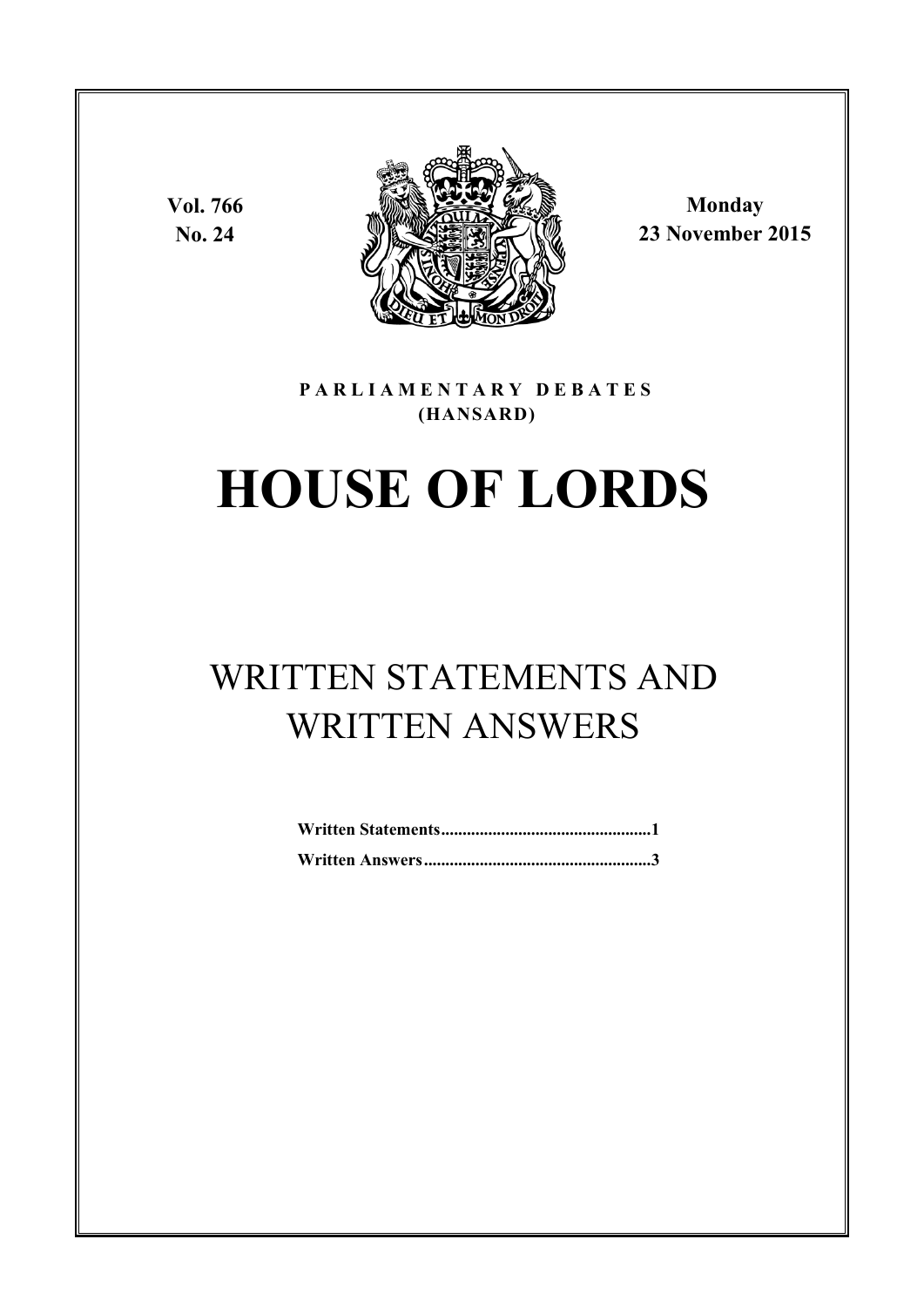Vol. 766
No. 24

Monday
23 November 2015

PARLIAMENTARY DEBATES
(HANSARD)

# HOUSE OF LORDS

## WRITTEN STATEMENTS AND WRITTEN ANSWERS

**Written Statements**................................................**1**

**Written Answers**....................................................**3**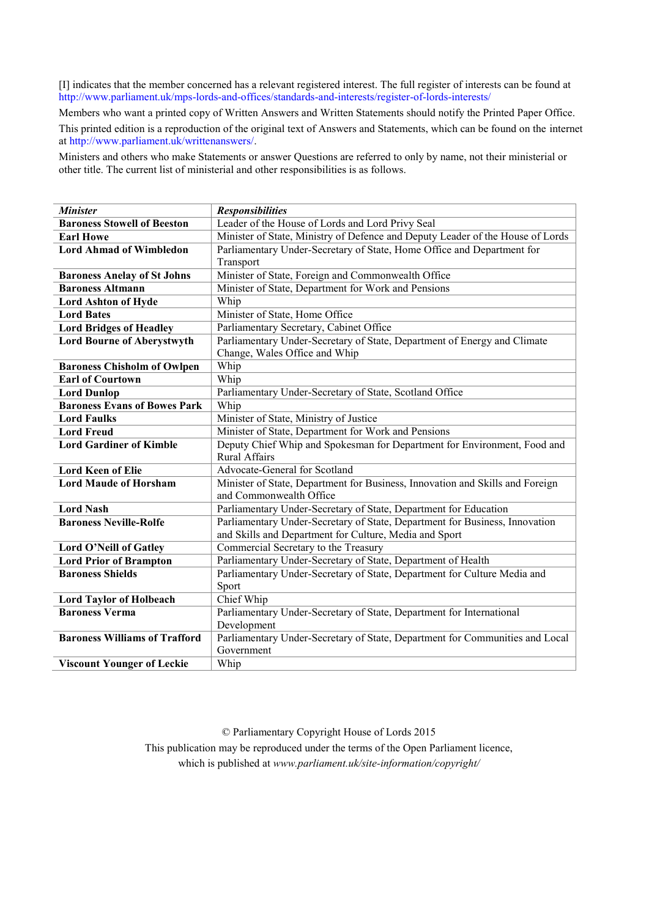[I] indicates that the member concerned has a relevant registered interest. The full register of interests can be found at http://www.parliament.uk/mps-lords-and-offices/standards-and-interests/register-of-lords-interests/

Members who want a printed copy of Written Answers and Written Statements should notify the Printed Paper Office.

This printed edition is a reproduction of the original text of Answers and Statements, which can be found on the internet at http://www.parliament.uk/writtenanswers/.

Ministers and others who make Statements or answer Questions are referred to only by name, not their ministerial or other title. The current list of ministerial and other responsibilities is as follows.

| ***Minister*** | ***Responsibilities*** |
|---|---|
| **Baroness Stowell of Beeston** | Leader of the House of Lords and Lord Privy Seal |
| **Earl Howe** | Minister of State, Ministry of Defence and Deputy Leader of the House of Lords |
| **Lord Ahmad of Wimbledon** | Parliamentary Under-Secretary of State, Home Office and Department for Transport |
| **Baroness Anelay of St Johns** | Minister of State, Foreign and Commonwealth Office |
| **Baroness Altmann** | Minister of State, Department for Work and Pensions |
| **Lord Ashton of Hyde** | Whip |
| **Lord Bates** | Minister of State, Home Office |
| **Lord Bridges of Headley** | Parliamentary Secretary, Cabinet Office |
| **Lord Bourne of Aberystwyth** | Parliamentary Under-Secretary of State, Department of Energy and Climate Change, Wales Office and Whip |
| **Baroness Chisholm of Owlpen** | Whip |
| **Earl of Courtown** | Whip |
| **Lord Dunlop** | Parliamentary Under-Secretary of State, Scotland Office |
| **Baroness Evans of Bowes Park** | Whip |
| **Lord Faulks** | Minister of State, Ministry of Justice |
| **Lord Freud** | Minister of State, Department for Work and Pensions |
| **Lord Gardiner of Kimble** | Deputy Chief Whip and Spokesman for Department for Environment, Food and Rural Affairs |
| **Lord Keen of Elie** | Advocate-General for Scotland |
| **Lord Maude of Horsham** | Minister of State, Department for Business, Innovation and Skills and Foreign and Commonwealth Office |
| **Lord Nash** | Parliamentary Under-Secretary of State, Department for Education |
| **Baroness Neville-Rolfe** | Parliamentary Under-Secretary of State, Department for Business, Innovation and Skills and Department for Culture, Media and Sport |
| **Lord O'Neill of Gatley** | Commercial Secretary to the Treasury |
| **Lord Prior of Brampton** | Parliamentary Under-Secretary of State, Department of Health |
| **Baroness Shields** | Parliamentary Under-Secretary of State, Department for Culture Media and Sport |
| **Lord Taylor of Holbeach** | Chief Whip |
| **Baroness Verma** | Parliamentary Under-Secretary of State, Department for International Development |
| **Baroness Williams of Trafford** | Parliamentary Under-Secretary of State, Department for Communities and Local Government |
| **Viscount Younger of Leckie** | Whip |

© Parliamentary Copyright House of Lords 2015

This publication may be reproduced under the terms of the Open Parliament licence, which is published at *www.parliament.uk/site-information/copyright/*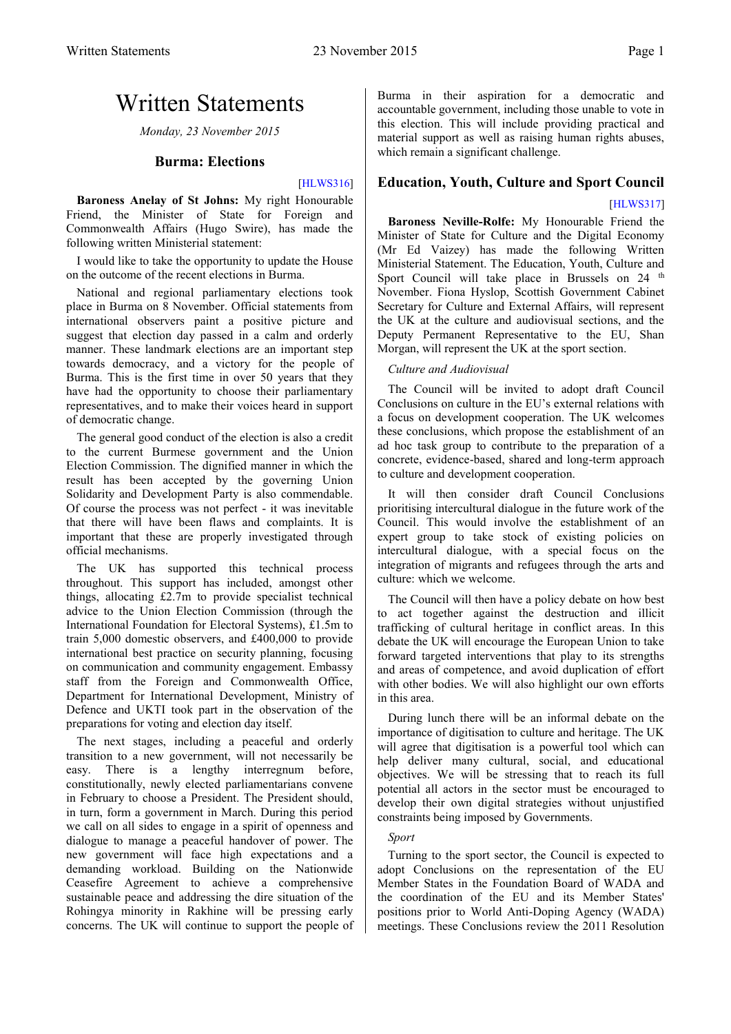# Written Statements

*Monday, 23 November 2015*

## Burma: Elections

[HLWS316]

**Baroness Anelay of St Johns:** My right Honourable Friend, the Minister of State for Foreign and Commonwealth Affairs (Hugo Swire), has made the following written Ministerial statement:

I would like to take the opportunity to update the House on the outcome of the recent elections in Burma.

National and regional parliamentary elections took place in Burma on 8 November. Official statements from international observers paint a positive picture and suggest that election day passed in a calm and orderly manner. These landmark elections are an important step towards democracy, and a victory for the people of Burma. This is the first time in over 50 years that they have had the opportunity to choose their parliamentary representatives, and to make their voices heard in support of democratic change.

The general good conduct of the election is also a credit to the current Burmese government and the Union Election Commission. The dignified manner in which the result has been accepted by the governing Union Solidarity and Development Party is also commendable. Of course the process was not perfect - it was inevitable that there will have been flaws and complaints. It is important that these are properly investigated through official mechanisms.

The UK has supported this technical process throughout. This support has included, amongst other things, allocating £2.7m to provide specialist technical advice to the Union Election Commission (through the International Foundation for Electoral Systems), £1.5m to train 5,000 domestic observers, and £400,000 to provide international best practice on security planning, focusing on communication and community engagement. Embassy staff from the Foreign and Commonwealth Office, Department for International Development, Ministry of Defence and UKTI took part in the observation of the preparations for voting and election day itself.

The next stages, including a peaceful and orderly transition to a new government, will not necessarily be easy. There is a lengthy interregnum before, constitutionally, newly elected parliamentarians convene in February to choose a President. The President should, in turn, form a government in March. During this period we call on all sides to engage in a spirit of openness and dialogue to manage a peaceful handover of power. The new government will face high expectations and a demanding workload. Building on the Nationwide Ceasefire Agreement to achieve a comprehensive sustainable peace and addressing the dire situation of the Rohingya minority in Rakhine will be pressing early concerns. The UK will continue to support the people of Burma in their aspiration for a democratic and accountable government, including those unable to vote in this election. This will include providing practical and material support as well as raising human rights abuses, which remain a significant challenge.

## Education, Youth, Culture and Sport Council

[HLWS317]

**Baroness Neville-Rolfe:** My Honourable Friend the Minister of State for Culture and the Digital Economy (Mr Ed Vaizey) has made the following Written Ministerial Statement. The Education, Youth, Culture and Sport Council will take place in Brussels on 24 th November. Fiona Hyslop, Scottish Government Cabinet Secretary for Culture and External Affairs, will represent the UK at the culture and audiovisual sections, and the Deputy Permanent Representative to the EU, Shan Morgan, will represent the UK at the sport section.

*Culture and Audiovisual*

The Council will be invited to adopt draft Council Conclusions on culture in the EU's external relations with a focus on development cooperation. The UK welcomes these conclusions, which propose the establishment of an ad hoc task group to contribute to the preparation of a concrete, evidence-based, shared and long-term approach to culture and development cooperation.

It will then consider draft Council Conclusions prioritising intercultural dialogue in the future work of the Council. This would involve the establishment of an expert group to take stock of existing policies on intercultural dialogue, with a special focus on the integration of migrants and refugees through the arts and culture: which we welcome.

The Council will then have a policy debate on how best to act together against the destruction and illicit trafficking of cultural heritage in conflict areas. In this debate the UK will encourage the European Union to take forward targeted interventions that play to its strengths and areas of competence, and avoid duplication of effort with other bodies. We will also highlight our own efforts in this area.

During lunch there will be an informal debate on the importance of digitisation to culture and heritage. The UK will agree that digitisation is a powerful tool which can help deliver many cultural, social, and educational objectives. We will be stressing that to reach its full potential all actors in the sector must be encouraged to develop their own digital strategies without unjustified constraints being imposed by Governments.

*Sport*

Turning to the sport sector, the Council is expected to adopt Conclusions on the representation of the EU Member States in the Foundation Board of WADA and the coordination of the EU and its Member States' positions prior to World Anti-Doping Agency (WADA) meetings. These Conclusions review the 2011 Resolution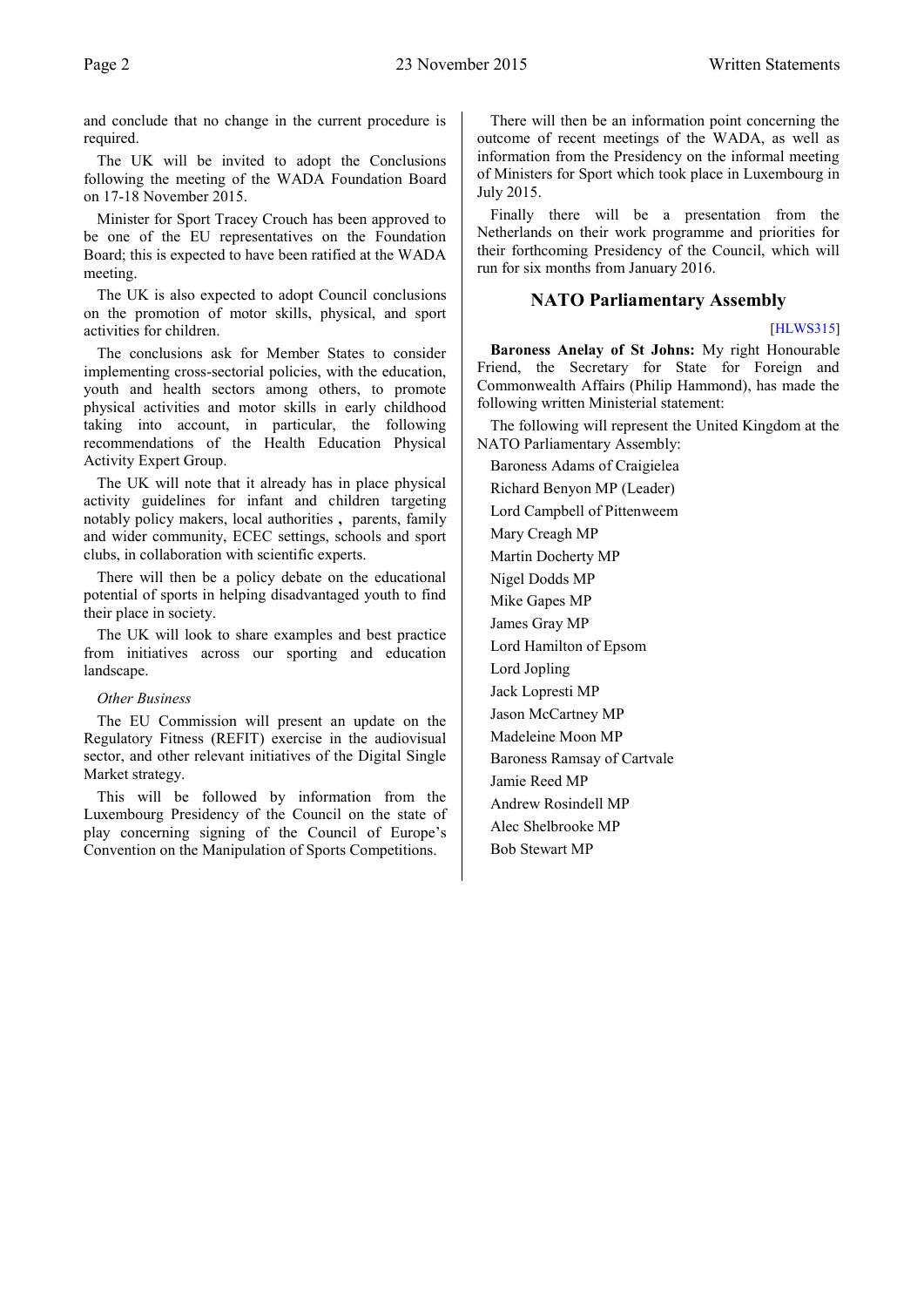and conclude that no change in the current procedure is required.

The UK will be invited to adopt the Conclusions following the meeting of the WADA Foundation Board on 17-18 November 2015.

Minister for Sport Tracey Crouch has been approved to be one of the EU representatives on the Foundation Board; this is expected to have been ratified at the WADA meeting.

The UK is also expected to adopt Council conclusions on the promotion of motor skills, physical, and sport activities for children.

The conclusions ask for Member States to consider implementing cross-sectorial policies, with the education, youth and health sectors among others, to promote physical activities and motor skills in early childhood taking into account, in particular, the following recommendations of the Health Education Physical Activity Expert Group.

The UK will note that it already has in place physical activity guidelines for infant and children targeting notably policy makers, local authorities , parents, family and wider community, ECEC settings, schools and sport clubs, in collaboration with scientific experts.

There will then be a policy debate on the educational potential of sports in helping disadvantaged youth to find their place in society.

The UK will look to share examples and best practice from initiatives across our sporting and education landscape.

*Other Business*

The EU Commission will present an update on the Regulatory Fitness (REFIT) exercise in the audiovisual sector, and other relevant initiatives of the Digital Single Market strategy.

This will be followed by information from the Luxembourg Presidency of the Council on the state of play concerning signing of the Council of Europe's Convention on the Manipulation of Sports Competitions.

There will then be an information point concerning the outcome of recent meetings of the WADA, as well as information from the Presidency on the informal meeting of Ministers for Sport which took place in Luxembourg in July 2015.

Finally there will be a presentation from the Netherlands on their work programme and priorities for their forthcoming Presidency of the Council, which will run for six months from January 2016.

## NATO Parliamentary Assembly

[HLWS315]

**Baroness Anelay of St Johns:** My right Honourable Friend, the Secretary for State for Foreign and Commonwealth Affairs (Philip Hammond), has made the following written Ministerial statement:

The following will represent the United Kingdom at the NATO Parliamentary Assembly:

Baroness Adams of Craigielea
Richard Benyon MP (Leader)
Lord Campbell of Pittenweem
Mary Creagh MP
Martin Docherty MP
Nigel Dodds MP
Mike Gapes MP
James Gray MP
Lord Hamilton of Epsom
Lord Jopling
Jack Lopresti MP
Jason McCartney MP
Madeleine Moon MP
Baroness Ramsay of Cartvale
Jamie Reed MP
Andrew Rosindell MP
Alec Shelbrooke MP
Bob Stewart MP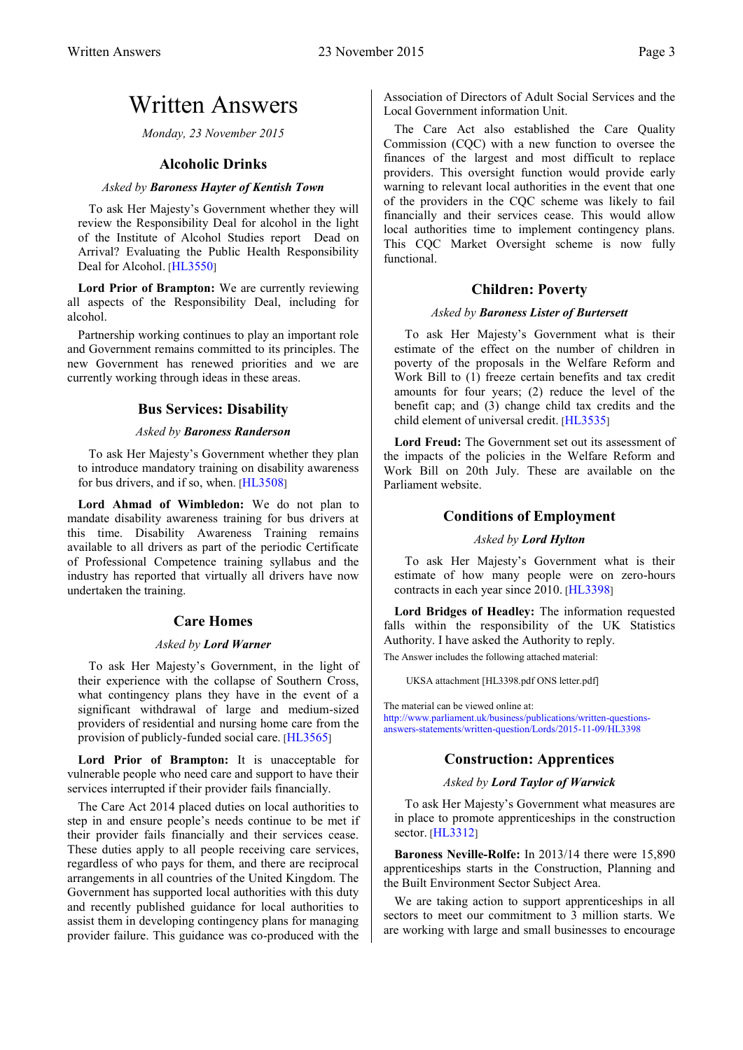# Written Answers

*Monday, 23 November 2015*

## Alcoholic Drinks

*Asked by **Baroness Hayter of Kentish Town***

To ask Her Majesty's Government whether they will review the Responsibility Deal for alcohol in the light of the Institute of Alcohol Studies report Dead on Arrival? Evaluating the Public Health Responsibility Deal for Alcohol. [HL3550]

**Lord Prior of Brampton:** We are currently reviewing all aspects of the Responsibility Deal, including for alcohol.

Partnership working continues to play an important role and Government remains committed to its principles. The new Government has renewed priorities and we are currently working through ideas in these areas.

## Bus Services: Disability

*Asked by **Baroness Randerson***

To ask Her Majesty's Government whether they plan to introduce mandatory training on disability awareness for bus drivers, and if so, when. [HL3508]

**Lord Ahmad of Wimbledon:** We do not plan to mandate disability awareness training for bus drivers at this time. Disability Awareness Training remains available to all drivers as part of the periodic Certificate of Professional Competence training syllabus and the industry has reported that virtually all drivers have now undertaken the training.

## Care Homes

*Asked by **Lord Warner***

To ask Her Majesty's Government, in the light of their experience with the collapse of Southern Cross, what contingency plans they have in the event of a significant withdrawal of large and medium-sized providers of residential and nursing home care from the provision of publicly-funded social care. [HL3565]

**Lord Prior of Brampton:** It is unacceptable for vulnerable people who need care and support to have their services interrupted if their provider fails financially.

The Care Act 2014 placed duties on local authorities to step in and ensure people's needs continue to be met if their provider fails financially and their services cease. These duties apply to all people receiving care services, regardless of who pays for them, and there are reciprocal arrangements in all countries of the United Kingdom. The Government has supported local authorities with this duty and recently published guidance for local authorities to assist them in developing contingency plans for managing provider failure. This guidance was co-produced with the Association of Directors of Adult Social Services and the Local Government information Unit.

The Care Act also established the Care Quality Commission (CQC) with a new function to oversee the finances of the largest and most difficult to replace providers. This oversight function would provide early warning to relevant local authorities in the event that one of the providers in the CQC scheme was likely to fail financially and their services cease. This would allow local authorities time to implement contingency plans. This CQC Market Oversight scheme is now fully functional.

## Children: Poverty

*Asked by **Baroness Lister of Burtersett***

To ask Her Majesty's Government what is their estimate of the effect on the number of children in poverty of the proposals in the Welfare Reform and Work Bill to (1) freeze certain benefits and tax credit amounts for four years; (2) reduce the level of the benefit cap; and (3) change child tax credits and the child element of universal credit. [HL3535]

**Lord Freud:** The Government set out its assessment of the impacts of the policies in the Welfare Reform and Work Bill on 20th July. These are available on the Parliament website.

## Conditions of Employment

*Asked by **Lord Hylton***

To ask Her Majesty's Government what is their estimate of how many people were on zero-hours contracts in each year since 2010. [HL3398]

**Lord Bridges of Headley:** The information requested falls within the responsibility of the UK Statistics Authority. I have asked the Authority to reply.

The Answer includes the following attached material:

UKSA attachment [HL3398.pdf ONS letter.pdf]

The material can be viewed online at:
http://www.parliament.uk/business/publications/written-questions-answers-statements/written-question/Lords/2015-11-09/HL3398

## Construction: Apprentices

*Asked by **Lord Taylor of Warwick***

To ask Her Majesty's Government what measures are in place to promote apprenticeships in the construction sector. [HL3312]

**Baroness Neville-Rolfe:** In 2013/14 there were 15,890 apprenticeships starts in the Construction, Planning and the Built Environment Sector Subject Area.

We are taking action to support apprenticeships in all sectors to meet our commitment to 3 million starts. We are working with large and small businesses to encourage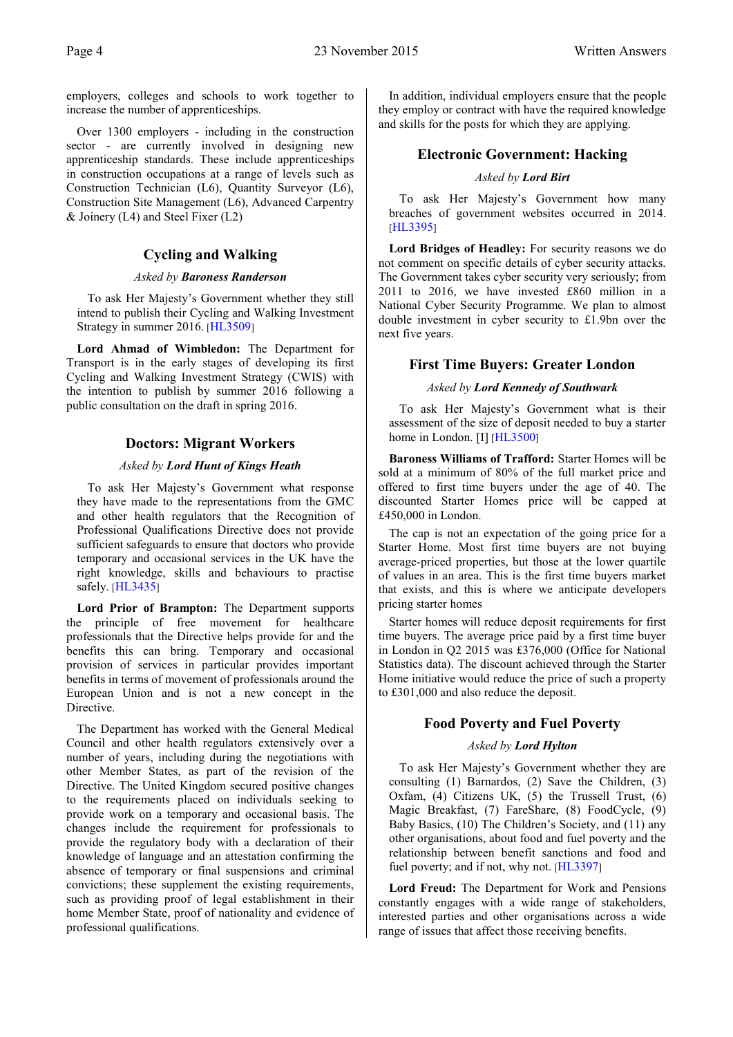employers, colleges and schools to work together to increase the number of apprenticeships.

Over 1300 employers - including in the construction sector - are currently involved in designing new apprenticeship standards. These include apprenticeships in construction occupations at a range of levels such as Construction Technician (L6), Quantity Surveyor (L6), Construction Site Management (L6), Advanced Carpentry & Joinery (L4) and Steel Fixer (L2)

## Cycling and Walking

*Asked by* ***Baroness Randerson***

To ask Her Majesty's Government whether they still intend to publish their Cycling and Walking Investment Strategy in summer 2016. [HL3509]

**Lord Ahmad of Wimbledon:** The Department for Transport is in the early stages of developing its first Cycling and Walking Investment Strategy (CWIS) with the intention to publish by summer 2016 following a public consultation on the draft in spring 2016.

## Doctors: Migrant Workers

*Asked by* ***Lord Hunt of Kings Heath***

To ask Her Majesty's Government what response they have made to the representations from the GMC and other health regulators that the Recognition of Professional Qualifications Directive does not provide sufficient safeguards to ensure that doctors who provide temporary and occasional services in the UK have the right knowledge, skills and behaviours to practise safely. [HL3435]

**Lord Prior of Brampton:** The Department supports the principle of free movement for healthcare professionals that the Directive helps provide for and the benefits this can bring. Temporary and occasional provision of services in particular provides important benefits in terms of movement of professionals around the European Union and is not a new concept in the Directive.

The Department has worked with the General Medical Council and other health regulators extensively over a number of years, including during the negotiations with other Member States, as part of the revision of the Directive. The United Kingdom secured positive changes to the requirements placed on individuals seeking to provide work on a temporary and occasional basis. The changes include the requirement for professionals to provide the regulatory body with a declaration of their knowledge of language and an attestation confirming the absence of temporary or final suspensions and criminal convictions; these supplement the existing requirements, such as providing proof of legal establishment in their home Member State, proof of nationality and evidence of professional qualifications.

In addition, individual employers ensure that the people they employ or contract with have the required knowledge and skills for the posts for which they are applying.

## Electronic Government: Hacking

*Asked by* ***Lord Birt***

To ask Her Majesty's Government how many breaches of government websites occurred in 2014. [HL3395]

**Lord Bridges of Headley:** For security reasons we do not comment on specific details of cyber security attacks. The Government takes cyber security very seriously; from 2011 to 2016, we have invested £860 million in a National Cyber Security Programme. We plan to almost double investment in cyber security to £1.9bn over the next five years.

## First Time Buyers: Greater London

*Asked by* ***Lord Kennedy of Southwark***

To ask Her Majesty's Government what is their assessment of the size of deposit needed to buy a starter home in London. [I] [HL3500]

**Baroness Williams of Trafford:** Starter Homes will be sold at a minimum of 80% of the full market price and offered to first time buyers under the age of 40. The discounted Starter Homes price will be capped at £450,000 in London.

The cap is not an expectation of the going price for a Starter Home. Most first time buyers are not buying average-priced properties, but those at the lower quartile of values in an area. This is the first time buyers market that exists, and this is where we anticipate developers pricing starter homes

Starter homes will reduce deposit requirements for first time buyers. The average price paid by a first time buyer in London in Q2 2015 was £376,000 (Office for National Statistics data). The discount achieved through the Starter Home initiative would reduce the price of such a property to £301,000 and also reduce the deposit.

## Food Poverty and Fuel Poverty

*Asked by* ***Lord Hylton***

To ask Her Majesty's Government whether they are consulting (1) Barnardos, (2) Save the Children, (3) Oxfam, (4) Citizens UK, (5) the Trussell Trust, (6) Magic Breakfast, (7) FareShare, (8) FoodCycle, (9) Baby Basics, (10) The Children's Society, and (11) any other organisations, about food and fuel poverty and the relationship between benefit sanctions and food and fuel poverty; and if not, why not. [HL3397]

**Lord Freud:** The Department for Work and Pensions constantly engages with a wide range of stakeholders, interested parties and other organisations across a wide range of issues that affect those receiving benefits.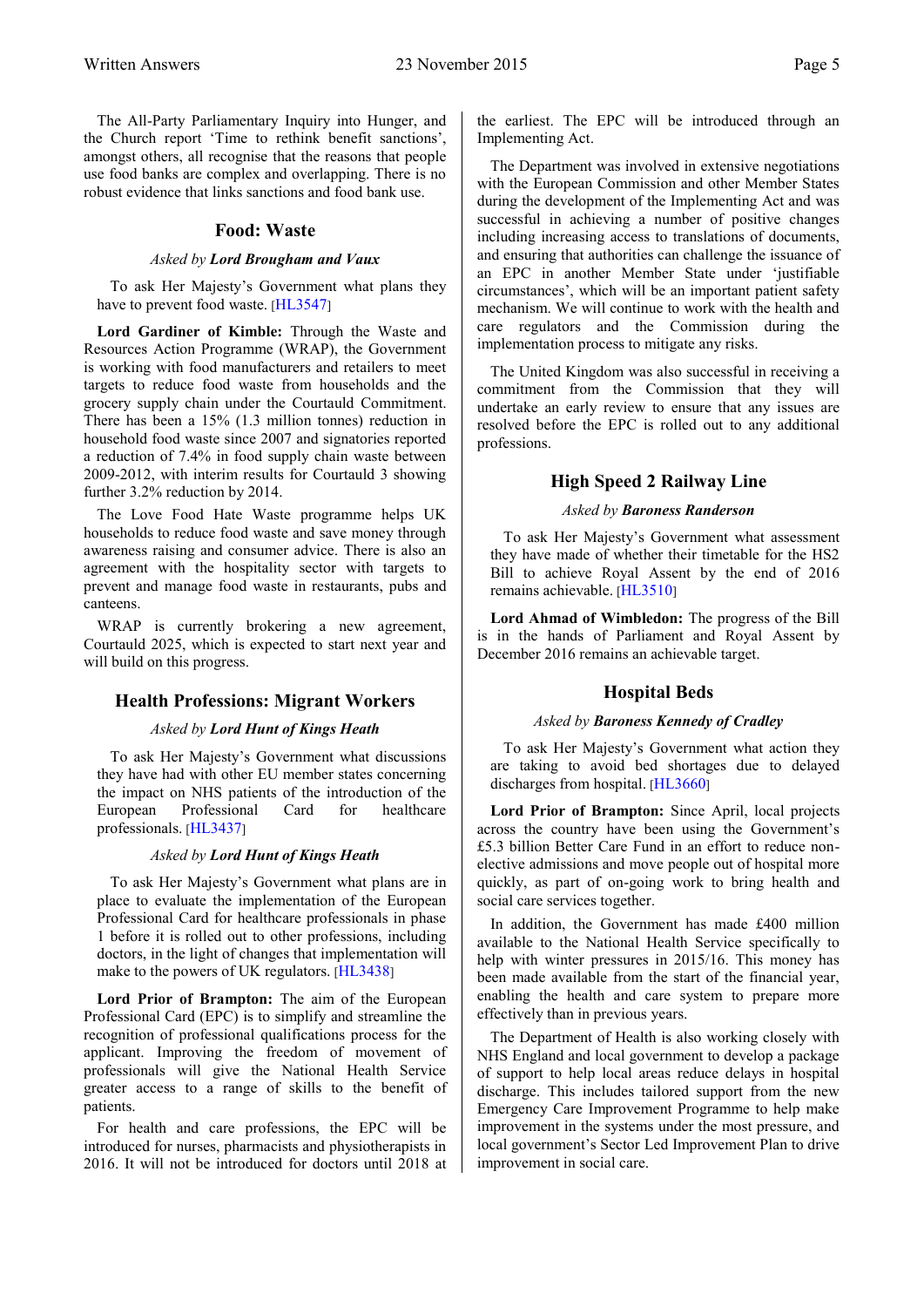The All-Party Parliamentary Inquiry into Hunger, and the Church report 'Time to rethink benefit sanctions', amongst others, all recognise that the reasons that people use food banks are complex and overlapping. There is no robust evidence that links sanctions and food bank use.

## Food: Waste

*Asked by* ***Lord Brougham and Vaux***

To ask Her Majesty's Government what plans they have to prevent food waste. [HL3547]

**Lord Gardiner of Kimble:** Through the Waste and Resources Action Programme (WRAP), the Government is working with food manufacturers and retailers to meet targets to reduce food waste from households and the grocery supply chain under the Courtauld Commitment. There has been a 15% (1.3 million tonnes) reduction in household food waste since 2007 and signatories reported a reduction of 7.4% in food supply chain waste between 2009-2012, with interim results for Courtauld 3 showing further 3.2% reduction by 2014.

The Love Food Hate Waste programme helps UK households to reduce food waste and save money through awareness raising and consumer advice. There is also an agreement with the hospitality sector with targets to prevent and manage food waste in restaurants, pubs and canteens.

WRAP is currently brokering a new agreement, Courtauld 2025, which is expected to start next year and will build on this progress.

## Health Professions: Migrant Workers

*Asked by* ***Lord Hunt of Kings Heath***

To ask Her Majesty's Government what discussions they have had with other EU member states concerning the impact on NHS patients of the introduction of the European Professional Card for healthcare professionals. [HL3437]

*Asked by* ***Lord Hunt of Kings Heath***

To ask Her Majesty's Government what plans are in place to evaluate the implementation of the European Professional Card for healthcare professionals in phase 1 before it is rolled out to other professions, including doctors, in the light of changes that implementation will make to the powers of UK regulators. [HL3438]

**Lord Prior of Brampton:** The aim of the European Professional Card (EPC) is to simplify and streamline the recognition of professional qualifications process for the applicant. Improving the freedom of movement of professionals will give the National Health Service greater access to a range of skills to the benefit of patients.

For health and care professions, the EPC will be introduced for nurses, pharmacists and physiotherapists in 2016. It will not be introduced for doctors until 2018 at the earliest. The EPC will be introduced through an Implementing Act.

The Department was involved in extensive negotiations with the European Commission and other Member States during the development of the Implementing Act and was successful in achieving a number of positive changes including increasing access to translations of documents, and ensuring that authorities can challenge the issuance of an EPC in another Member State under 'justifiable circumstances', which will be an important patient safety mechanism. We will continue to work with the health and care regulators and the Commission during the implementation process to mitigate any risks.

The United Kingdom was also successful in receiving a commitment from the Commission that they will undertake an early review to ensure that any issues are resolved before the EPC is rolled out to any additional professions.

## High Speed 2 Railway Line

*Asked by* ***Baroness Randerson***

To ask Her Majesty's Government what assessment they have made of whether their timetable for the HS2 Bill to achieve Royal Assent by the end of 2016 remains achievable. [HL3510]

**Lord Ahmad of Wimbledon:** The progress of the Bill is in the hands of Parliament and Royal Assent by December 2016 remains an achievable target.

## Hospital Beds

*Asked by* ***Baroness Kennedy of Cradley***

To ask Her Majesty's Government what action they are taking to avoid bed shortages due to delayed discharges from hospital. [HL3660]

**Lord Prior of Brampton:** Since April, local projects across the country have been using the Government's £5.3 billion Better Care Fund in an effort to reduce non-elective admissions and move people out of hospital more quickly, as part of on-going work to bring health and social care services together.

In addition, the Government has made £400 million available to the National Health Service specifically to help with winter pressures in 2015/16. This money has been made available from the start of the financial year, enabling the health and care system to prepare more effectively than in previous years.

The Department of Health is also working closely with NHS England and local government to develop a package of support to help local areas reduce delays in hospital discharge. This includes tailored support from the new Emergency Care Improvement Programme to help make improvement in the systems under the most pressure, and local government's Sector Led Improvement Plan to drive improvement in social care.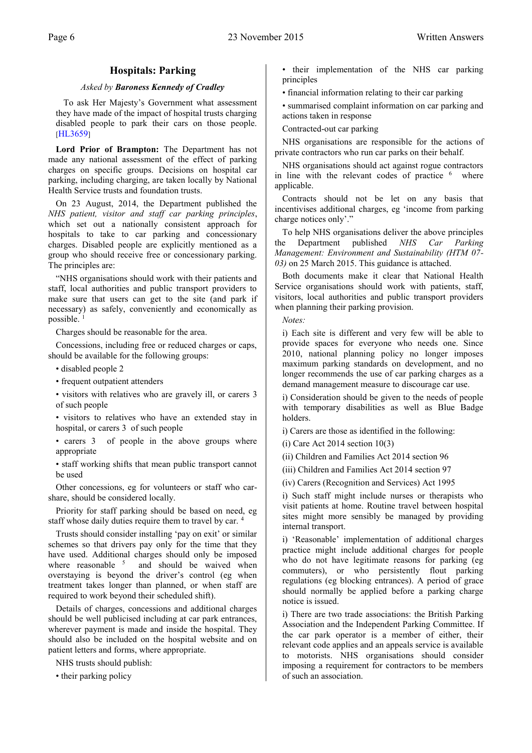## Hospitals: Parking

*Asked by* ***Baroness Kennedy of Cradley***

To ask Her Majesty's Government what assessment they have made of the impact of hospital trusts charging disabled people to park their cars on those people. [HL3659]

**Lord Prior of Brampton:** The Department has not made any national assessment of the effect of parking charges on specific groups. Decisions on hospital car parking, including charging, are taken locally by National Health Service trusts and foundation trusts.

On 23 August, 2014, the Department published the *NHS patient, visitor and staff car parking principles*, which set out a nationally consistent approach for hospitals to take to car parking and concessionary charges. Disabled people are explicitly mentioned as a group who should receive free or concessionary parking. The principles are:

"NHS organisations should work with their patients and staff, local authorities and public transport providers to make sure that users can get to the site (and park if necessary) as safely, conveniently and economically as possible. [1]

Charges should be reasonable for the area.

Concessions, including free or reduced charges or caps, should be available for the following groups:

- disabled people 2
- frequent outpatient attenders
- visitors with relatives who are gravely ill, or carers 3 of such people
- visitors to relatives who have an extended stay in hospital, or carers 3 of such people
- carers 3 of people in the above groups where appropriate
- staff working shifts that mean public transport cannot be used

Other concessions, eg for volunteers or staff who car-share, should be considered locally.

Priority for staff parking should be based on need, eg staff whose daily duties require them to travel by car. [4]

Trusts should consider installing 'pay on exit' or similar schemes so that drivers pay only for the time that they have used. Additional charges should only be imposed where reasonable [5] and should be waived when overstaying is beyond the driver's control (eg when treatment takes longer than planned, or when staff are required to work beyond their scheduled shift).

Details of charges, concessions and additional charges should be well publicised including at car park entrances, wherever payment is made and inside the hospital. They should also be included on the hospital website and on patient letters and forms, where appropriate.

NHS trusts should publish:

- their parking policy
- their implementation of the NHS car parking principles
- financial information relating to their car parking
- summarised complaint information on car parking and actions taken in response

Contracted-out car parking

NHS organisations are responsible for the actions of private contractors who run car parks on their behalf.

NHS organisations should act against rogue contractors in line with the relevant codes of practice [6] where applicable.

Contracts should not be let on any basis that incentivises additional charges, eg 'income from parking charge notices only'."

To help NHS organisations deliver the above principles the Department published *NHS Car Parking Management: Environment and Sustainability (HTM 07-03)* on 25 March 2015. This guidance is attached.

Both documents make it clear that National Health Service organisations should work with patients, staff, visitors, local authorities and public transport providers when planning their parking provision.

*Notes:*

i) Each site is different and very few will be able to provide spaces for everyone who needs one. Since 2010, national planning policy no longer imposes maximum parking standards on development, and no longer recommends the use of car parking charges as a demand management measure to discourage car use.

i) Consideration should be given to the needs of people with temporary disabilities as well as Blue Badge holders.

i) Carers are those as identified in the following:

(i) Care Act 2014 section 10(3)

(ii) Children and Families Act 2014 section 96

(iii) Children and Families Act 2014 section 97

(iv) Carers (Recognition and Services) Act 1995

i) Such staff might include nurses or therapists who visit patients at home. Routine travel between hospital sites might more sensibly be managed by providing internal transport.

i) 'Reasonable' implementation of additional charges practice might include additional charges for people who do not have legitimate reasons for parking (eg commuters), or who persistently flout parking regulations (eg blocking entrances). A period of grace should normally be applied before a parking charge notice is issued.

i) There are two trade associations: the British Parking Association and the Independent Parking Committee. If the car park operator is a member of either, their relevant code applies and an appeals service is available to motorists. NHS organisations should consider imposing a requirement for contractors to be members of such an association.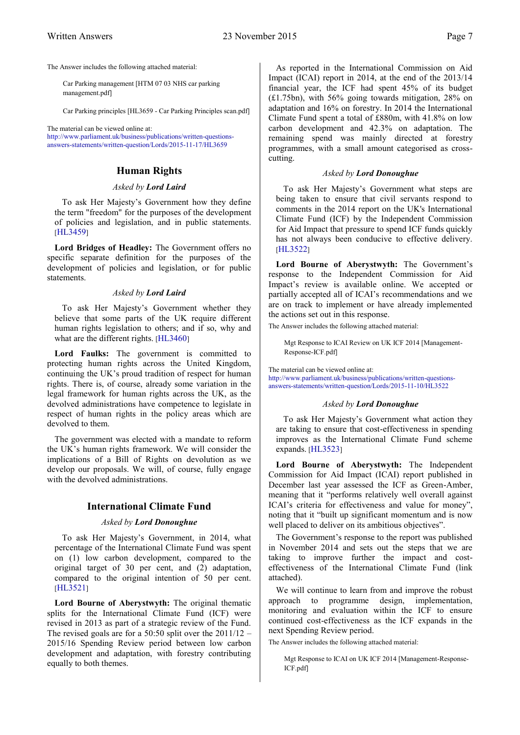The Answer includes the following attached material:

> Car Parking management [HTM 07 03 NHS car parking management.pdf]
>
> Car Parking principles [HL3659 - Car Parking Principles scan.pdf]

The material can be viewed online at:
http://www.parliament.uk/business/publications/written-questions-answers-statements/written-question/Lords/2015-11-17/HL3659

## Human Rights

*Asked by* ***Lord Laird***

To ask Her Majesty's Government how they define the term "freedom" for the purposes of the development of policies and legislation, and in public statements. [HL3459]

**Lord Bridges of Headley:** The Government offers no specific separate definition for the purposes of the development of policies and legislation, or for public statements.

*Asked by* ***Lord Laird***

To ask Her Majesty's Government whether they believe that some parts of the UK require different human rights legislation to others; and if so, why and what are the different rights. [HL3460]

**Lord Faulks:** The government is committed to protecting human rights across the United Kingdom, continuing the UK's proud tradition of respect for human rights. There is, of course, already some variation in the legal framework for human rights across the UK, as the devolved administrations have competence to legislate in respect of human rights in the policy areas which are devolved to them.

The government was elected with a mandate to reform the UK's human rights framework. We will consider the implications of a Bill of Rights on devolution as we develop our proposals. We will, of course, fully engage with the devolved administrations.

## International Climate Fund

*Asked by* ***Lord Donoughue***

To ask Her Majesty's Government, in 2014, what percentage of the International Climate Fund was spent on (1) low carbon development, compared to the original target of 30 per cent, and (2) adaptation, compared to the original intention of 50 per cent. [HL3521]

**Lord Bourne of Aberystwyth:** The original thematic splits for the International Climate Fund (ICF) were revised in 2013 as part of a strategic review of the Fund. The revised goals are for a 50:50 split over the 2011/12 – 2015/16 Spending Review period between low carbon development and adaptation, with forestry contributing equally to both themes.

As reported in the International Commission on Aid Impact (ICAI) report in 2014, at the end of the 2013/14 financial year, the ICF had spent 45% of its budget (£1.75bn), with 56% going towards mitigation, 28% on adaptation and 16% on forestry. In 2014 the International Climate Fund spent a total of £880m, with 41.8% on low carbon development and 42.3% on adaptation. The remaining spend was mainly directed at forestry programmes, with a small amount categorised as cross-cutting.

*Asked by* ***Lord Donoughue***

To ask Her Majesty's Government what steps are being taken to ensure that civil servants respond to comments in the 2014 report on the UK's International Climate Fund (ICF) by the Independent Commission for Aid Impact that pressure to spend ICF funds quickly has not always been conducive to effective delivery. [HL3522]

**Lord Bourne of Aberystwyth:** The Government's response to the Independent Commission for Aid Impact's review is available online. We accepted or partially accepted all of ICAI's recommendations and we are on track to implement or have already implemented the actions set out in this response.

The Answer includes the following attached material:

> Mgt Response to ICAI Review on UK ICF 2014 [Management-Response-ICF.pdf]

The material can be viewed online at:
http://www.parliament.uk/business/publications/written-questions-answers-statements/written-question/Lords/2015-11-10/HL3522

*Asked by* ***Lord Donoughue***

To ask Her Majesty's Government what action they are taking to ensure that cost-effectiveness in spending improves as the International Climate Fund scheme expands. [HL3523]

**Lord Bourne of Aberystwyth:** The Independent Commission for Aid Impact (ICAI) report published in December last year assessed the ICF as Green-Amber, meaning that it "performs relatively well overall against ICAI's criteria for effectiveness and value for money", noting that it "built up significant momentum and is now well placed to deliver on its ambitious objectives".

The Government's response to the report was published in November 2014 and sets out the steps that we are taking to improve further the impact and cost-effectiveness of the International Climate Fund (link attached).

We will continue to learn from and improve the robust approach to programme design, implementation, monitoring and evaluation within the ICF to ensure continued cost-effectiveness as the ICF expands in the next Spending Review period.

The Answer includes the following attached material:

> Mgt Response to ICAI on UK ICF 2014 [Management-Response-ICF.pdf]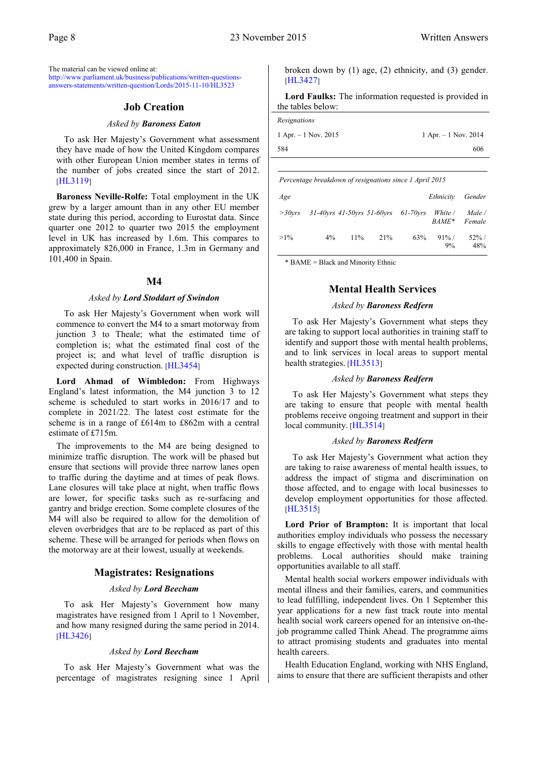The material can be viewed online at: http://www.parliament.uk/business/publications/written-questions-answers-statements/written-question/Lords/2015-11-10/HL3523

## Job Creation

*Asked by* ***Baroness Eaton***

To ask Her Majesty's Government what assessment they have made of how the United Kingdom compares with other European Union member states in terms of the number of jobs created since the start of 2012. [HL3119]

**Baroness Neville-Rolfe:** Total employment in the UK grew by a larger amount than in any other EU member state during this period, according to Eurostat data. Since quarter one 2012 to quarter two 2015 the employment level in UK has increased by 1.6m. This compares to approximately 826,000 in France, 1.3m in Germany and 101,400 in Spain.

## M4

*Asked by* ***Lord Stoddart of Swindon***

To ask Her Majesty's Government when work will commence to convert the M4 to a smart motorway from junction 3 to Theale; what the estimated time of completion is; what the estimated final cost of the project is; and what level of traffic disruption is expected during construction. [HL3454]

**Lord Ahmad of Wimbledon:** From Highways England's latest information, the M4 junction 3 to 12 scheme is scheduled to start works in 2016/17 and to complete in 2021/22. The latest cost estimate for the scheme is in a range of £614m to £862m with a central estimate of £715m.

The improvements to the M4 are being designed to minimize traffic disruption. The work will be phased but ensure that sections will provide three narrow lanes open to traffic during the daytime and at times of peak flows. Lane closures will take place at night, when traffic flows are lower, for specific tasks such as re-surfacing and gantry and bridge erection. Some complete closures of the M4 will also be required to allow for the demolition of eleven overbridges that are to be replaced as part of this scheme. These will be arranged for periods when flows on the motorway are at their lowest, usually at weekends.

## Magistrates: Resignations

*Asked by* ***Lord Beecham***

To ask Her Majesty's Government how many magistrates have resigned from 1 April to 1 November, and how many resigned during the same period in 2014. [HL3426]

*Asked by* ***Lord Beecham***

To ask Her Majesty's Government what was the percentage of magistrates resigning since 1 April broken down by (1) age, (2) ethnicity, and (3) gender. [HL3427]

**Lord Faulks:** The information requested is provided in the tables below:

*Resignations*

| 1 Apr. – 1 Nov. 2015 | 1 Apr. – 1 Nov. 2014 |
|---|---|
| 584 | 606 |

*Percentage breakdown of resignations since 1 April 2015*

| *Age* | | | | | *Ethnicity* | *Gender* |
|---|---|---|---|---|---|---|
| *>30yrs* | *31-40yrs* | *41-50yrs* | *51-60yrs* | *61-70yrs* | *White / BAME\** | *Male / Female* |
| >1% | 4% | 11% | 21% | 63% | 91% / 9% | 52% / 48% |

\* BAME = Black and Minority Ethnic

## Mental Health Services

*Asked by* ***Baroness Redfern***

To ask Her Majesty's Government what steps they are taking to support local authorities in training staff to identify and support those with mental health problems, and to link services in local areas to support mental health strategies. [HL3513]

*Asked by* ***Baroness Redfern***

To ask Her Majesty's Government what steps they are taking to ensure that people with mental health problems receive ongoing treatment and support in their local community. [HL3514]

*Asked by* ***Baroness Redfern***

To ask Her Majesty's Government what action they are taking to raise awareness of mental health issues, to address the impact of stigma and discrimination on those affected, and to engage with local businesses to develop employment opportunities for those affected. [HL3515]

**Lord Prior of Brampton:** It is important that local authorities employ individuals who possess the necessary skills to engage effectively with those with mental health problems. Local authorities should make training opportunities available to all staff.

Mental health social workers empower individuals with mental illness and their families, carers, and communities to lead fulfilling, independent lives. On 1 September this year applications for a new fast track route into mental health social work careers opened for an intensive on-the-job programme called Think Ahead. The programme aims to attract promising students and graduates into mental health careers.

Health Education England, working with NHS England, aims to ensure that there are sufficient therapists and other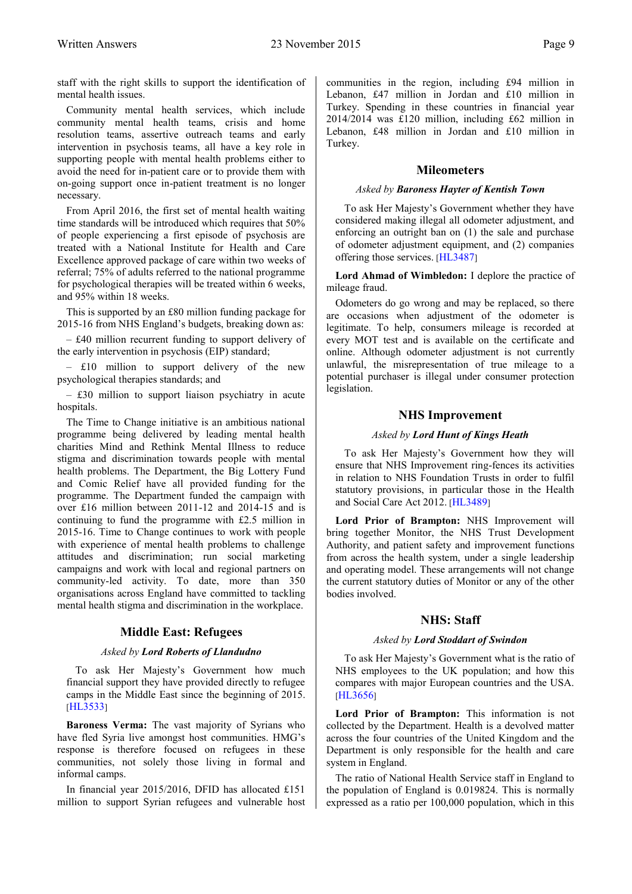staff with the right skills to support the identification of mental health issues.

Community mental health services, which include community mental health teams, crisis and home resolution teams, assertive outreach teams and early intervention in psychosis teams, all have a key role in supporting people with mental health problems either to avoid the need for in-patient care or to provide them with on-going support once in-patient treatment is no longer necessary.

From April 2016, the first set of mental health waiting time standards will be introduced which requires that 50% of people experiencing a first episode of psychosis are treated with a National Institute for Health and Care Excellence approved package of care within two weeks of referral; 75% of adults referred to the national programme for psychological therapies will be treated within 6 weeks, and 95% within 18 weeks.

This is supported by an £80 million funding package for 2015-16 from NHS England's budgets, breaking down as:

– £40 million recurrent funding to support delivery of the early intervention in psychosis (EIP) standard;

– £10 million to support delivery of the new psychological therapies standards; and

– £30 million to support liaison psychiatry in acute hospitals.

The Time to Change initiative is an ambitious national programme being delivered by leading mental health charities Mind and Rethink Mental Illness to reduce stigma and discrimination towards people with mental health problems. The Department, the Big Lottery Fund and Comic Relief have all provided funding for the programme. The Department funded the campaign with over £16 million between 2011-12 and 2014-15 and is continuing to fund the programme with £2.5 million in 2015-16. Time to Change continues to work with people with experience of mental health problems to challenge attitudes and discrimination; run social marketing campaigns and work with local and regional partners on community-led activity. To date, more than 350 organisations across England have committed to tackling mental health stigma and discrimination in the workplace.

## Middle East: Refugees

*Asked by **Lord Roberts of Llandudno***

To ask Her Majesty's Government how much financial support they have provided directly to refugee camps in the Middle East since the beginning of 2015. [HL3533]

**Baroness Verma:** The vast majority of Syrians who have fled Syria live amongst host communities. HMG's response is therefore focused on refugees in these communities, not solely those living in formal and informal camps.

In financial year 2015/2016, DFID has allocated £151 million to support Syrian refugees and vulnerable host communities in the region, including £94 million in Lebanon, £47 million in Jordan and £10 million in Turkey. Spending in these countries in financial year 2014/2014 was £120 million, including £62 million in Lebanon, £48 million in Jordan and £10 million in Turkey.

## Mileometers

*Asked by **Baroness Hayter of Kentish Town***

To ask Her Majesty's Government whether they have considered making illegal all odometer adjustment, and enforcing an outright ban on (1) the sale and purchase of odometer adjustment equipment, and (2) companies offering those services. [HL3487]

**Lord Ahmad of Wimbledon:** I deplore the practice of mileage fraud.

Odometers do go wrong and may be replaced, so there are occasions when adjustment of the odometer is legitimate. To help, consumers mileage is recorded at every MOT test and is available on the certificate and online. Although odometer adjustment is not currently unlawful, the misrepresentation of true mileage to a potential purchaser is illegal under consumer protection legislation.

## NHS Improvement

*Asked by **Lord Hunt of Kings Heath***

To ask Her Majesty's Government how they will ensure that NHS Improvement ring-fences its activities in relation to NHS Foundation Trusts in order to fulfil statutory provisions, in particular those in the Health and Social Care Act 2012. [HL3489]

**Lord Prior of Brampton:** NHS Improvement will bring together Monitor, the NHS Trust Development Authority, and patient safety and improvement functions from across the health system, under a single leadership and operating model. These arrangements will not change the current statutory duties of Monitor or any of the other bodies involved.

## NHS: Staff

*Asked by **Lord Stoddart of Swindon***

To ask Her Majesty's Government what is the ratio of NHS employees to the UK population; and how this compares with major European countries and the USA. [HL3656]

**Lord Prior of Brampton:** This information is not collected by the Department. Health is a devolved matter across the four countries of the United Kingdom and the Department is only responsible for the health and care system in England.

The ratio of National Health Service staff in England to the population of England is 0.019824. This is normally expressed as a ratio per 100,000 population, which in this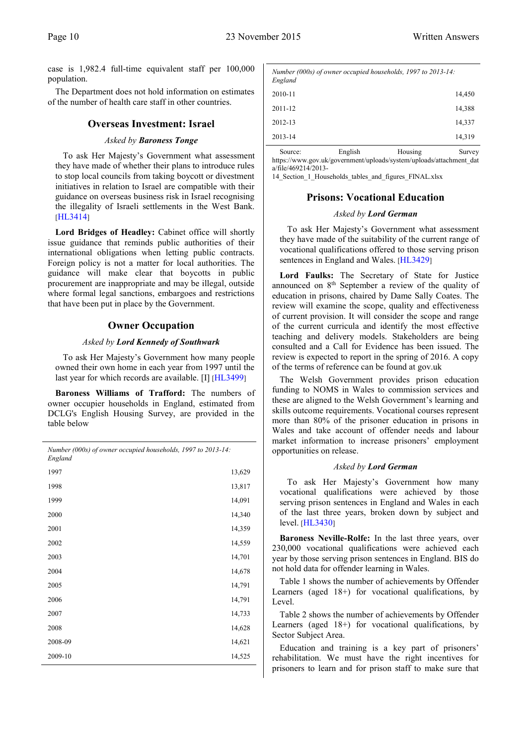case is 1,982.4 full-time equivalent staff per 100,000 population.

The Department does not hold information on estimates of the number of health care staff in other countries.

## Overseas Investment: Israel

*Asked by **Baroness Tonge***

To ask Her Majesty's Government what assessment they have made of whether their plans to introduce rules to stop local councils from taking boycott or divestment initiatives in relation to Israel are compatible with their guidance on overseas business risk in Israel recognising the illegality of Israeli settlements in the West Bank. [HL3414]

**Lord Bridges of Headley:** Cabinet office will shortly issue guidance that reminds public authorities of their international obligations when letting public contracts. Foreign policy is not a matter for local authorities. The guidance will make clear that boycotts in public procurement are inappropriate and may be illegal, outside where formal legal sanctions, embargoes and restrictions that have been put in place by the Government.

## Owner Occupation

*Asked by **Lord Kennedy of Southwark***

To ask Her Majesty's Government how many people owned their own home in each year from 1997 until the last year for which records are available. [I] [HL3499]

**Baroness Williams of Trafford:** The numbers of owner occupier households in England, estimated from DCLG's English Housing Survey, are provided in the table below

| *Number (000s) of owner occupied households, 1997 to 2013-14: England* | |
|---|---|
| 1997 | 13,629 |
| 1998 | 13,817 |
| 1999 | 14,091 |
| 2000 | 14,340 |
| 2001 | 14,359 |
| 2002 | 14,559 |
| 2003 | 14,701 |
| 2004 | 14,678 |
| 2005 | 14,791 |
| 2006 | 14,791 |
| 2007 | 14,733 |
| 2008 | 14,628 |
| 2008-09 | 14,621 |
| 2009-10 | 14,525 |
| 2010-11 | 14,450 |
| 2011-12 | 14,388 |
| 2012-13 | 14,337 |
| 2013-14 | 14,319 |

Source: English Housing Survey https://www.gov.uk/government/uploads/system/uploads/attachment_data/file/469214/2013-14_Section_1_Households_tables_and_figures_FINAL.xlsx

## Prisons: Vocational Education

*Asked by **Lord German***

To ask Her Majesty's Government what assessment they have made of the suitability of the current range of vocational qualifications offered to those serving prison sentences in England and Wales. [HL3429]

**Lord Faulks:** The Secretary of State for Justice announced on 8th September a review of the quality of education in prisons, chaired by Dame Sally Coates. The review will examine the scope, quality and effectiveness of current provision. It will consider the scope and range of the current curricula and identify the most effective teaching and delivery models. Stakeholders are being consulted and a Call for Evidence has been issued. The review is expected to report in the spring of 2016. A copy of the terms of reference can be found at gov.uk

The Welsh Government provides prison education funding to NOMS in Wales to commission services and these are aligned to the Welsh Government's learning and skills outcome requirements. Vocational courses represent more than 80% of the prisoner education in prisons in Wales and take account of offender needs and labour market information to increase prisoners' employment opportunities on release.

*Asked by **Lord German***

To ask Her Majesty's Government how many vocational qualifications were achieved by those serving prison sentences in England and Wales in each of the last three years, broken down by subject and level. [HL3430]

**Baroness Neville-Rolfe:** In the last three years, over 230,000 vocational qualifications were achieved each year by those serving prison sentences in England. BIS do not hold data for offender learning in Wales.

Table 1 shows the number of achievements by Offender Learners (aged 18+) for vocational qualifications, by Level.

Table 2 shows the number of achievements by Offender Learners (aged 18+) for vocational qualifications, by Sector Subject Area.

Education and training is a key part of prisoners' rehabilitation. We must have the right incentives for prisoners to learn and for prison staff to make sure that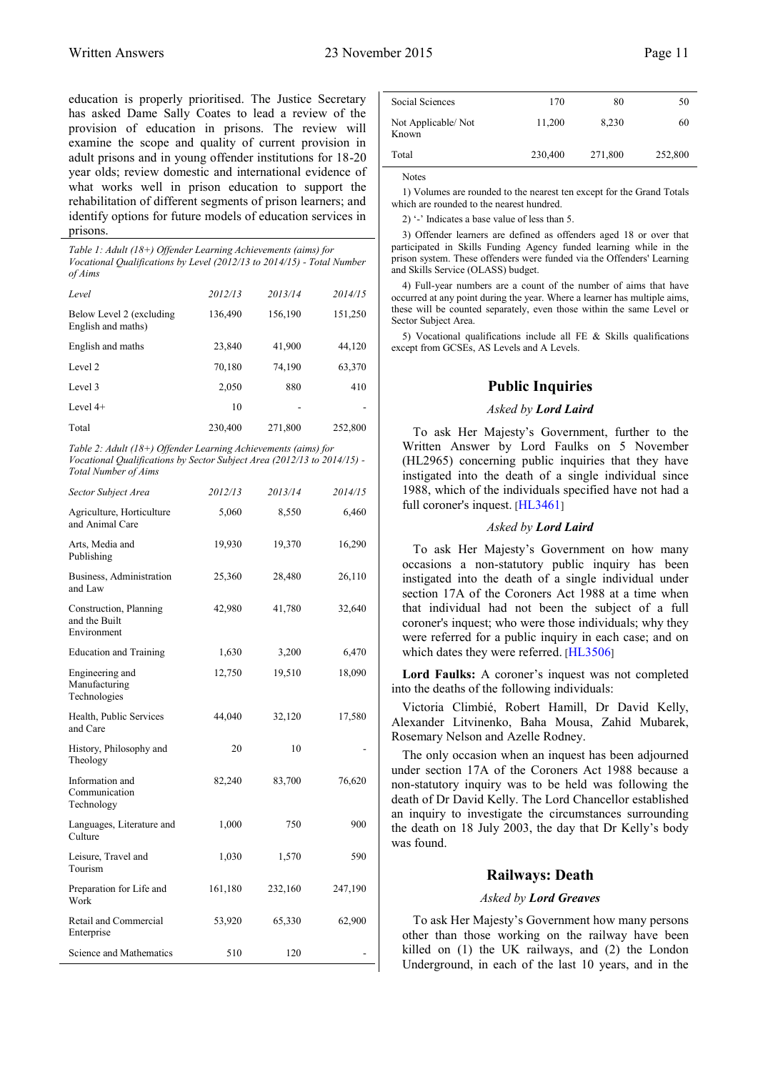education is properly prioritised. The Justice Secretary has asked Dame Sally Coates to lead a review of the provision of education in prisons. The review will examine the scope and quality of current provision in adult prisons and in young offender institutions for 18-20 year olds; review domestic and international evidence of what works well in prison education to support the rehabilitation of different segments of prison learners; and identify options for future models of education services in prisons.

*Table 1: Adult (18+) Offender Learning Achievements (aims) for Vocational Qualifications by Level (2012/13 to 2014/15) - Total Number of Aims*

| *Level* | *2012/13* | *2013/14* | *2014/15* |
|---|---|---|---|
| Below Level 2 (excluding English and maths) | 136,490 | 156,190 | 151,250 |
| English and maths | 23,840 | 41,900 | 44,120 |
| Level 2 | 70,180 | 74,190 | 63,370 |
| Level 3 | 2,050 | 880 | 410 |
| Level 4+ | 10 | - | - |
| Total | 230,400 | 271,800 | 252,800 |

*Table 2: Adult (18+) Offender Learning Achievements (aims) for Vocational Qualifications by Sector Subject Area (2012/13 to 2014/15) - Total Number of Aims*

| *Sector Subject Area* | *2012/13* | *2013/14* | *2014/15* |
|---|---|---|---|
| Agriculture, Horticulture and Animal Care | 5,060 | 8,550 | 6,460 |
| Arts, Media and Publishing | 19,930 | 19,370 | 16,290 |
| Business, Administration and Law | 25,360 | 28,480 | 26,110 |
| Construction, Planning and the Built Environment | 42,980 | 41,780 | 32,640 |
| Education and Training | 1,630 | 3,200 | 6,470 |
| Engineering and Manufacturing Technologies | 12,750 | 19,510 | 18,090 |
| Health, Public Services and Care | 44,040 | 32,120 | 17,580 |
| History, Philosophy and Theology | 20 | 10 | - |
| Information and Communication Technology | 82,240 | 83,700 | 76,620 |
| Languages, Literature and Culture | 1,000 | 750 | 900 |
| Leisure, Travel and Tourism | 1,030 | 1,570 | 590 |
| Preparation for Life and Work | 161,180 | 232,160 | 247,190 |
| Retail and Commercial Enterprise | 53,920 | 65,330 | 62,900 |
| Science and Mathematics | 510 | 120 | - |
| Social Sciences | 170 | 80 | 50 |
| Not Applicable/ Not Known | 11,200 | 8,230 | 60 |
| Total | 230,400 | 271,800 | 252,800 |

Notes

1) Volumes are rounded to the nearest ten except for the Grand Totals which are rounded to the nearest hundred.

2) '-' Indicates a base value of less than 5.

3) Offender learners are defined as offenders aged 18 or over that participated in Skills Funding Agency funded learning while in the prison system. These offenders were funded via the Offenders' Learning and Skills Service (OLASS) budget.

4) Full-year numbers are a count of the number of aims that have occurred at any point during the year. Where a learner has multiple aims, these will be counted separately, even those within the same Level or Sector Subject Area.

5) Vocational qualifications include all FE & Skills qualifications except from GCSEs, AS Levels and A Levels.

## Public Inquiries

*Asked by **Lord Laird***

To ask Her Majesty's Government, further to the Written Answer by Lord Faulks on 5 November (HL2965) concerning public inquiries that they have instigated into the death of a single individual since 1988, which of the individuals specified have not had a full coroner's inquest. [HL3461]

*Asked by **Lord Laird***

To ask Her Majesty's Government on how many occasions a non-statutory public inquiry has been instigated into the death of a single individual under section 17A of the Coroners Act 1988 at a time when that individual had not been the subject of a full coroner's inquest; who were those individuals; why they were referred for a public inquiry in each case; and on which dates they were referred. [HL3506]

**Lord Faulks:** A coroner's inquest was not completed into the deaths of the following individuals:

Victoria Climbié, Robert Hamill, Dr David Kelly, Alexander Litvinenko, Baha Mousa, Zahid Mubarek, Rosemary Nelson and Azelle Rodney.

The only occasion when an inquest has been adjourned under section 17A of the Coroners Act 1988 because a non-statutory inquiry was to be held was following the death of Dr David Kelly. The Lord Chancellor established an inquiry to investigate the circumstances surrounding the death on 18 July 2003, the day that Dr Kelly's body was found.

## Railways: Death

*Asked by **Lord Greaves***

To ask Her Majesty's Government how many persons other than those working on the railway have been killed on (1) the UK railways, and (2) the London Underground, in each of the last 10 years, and in the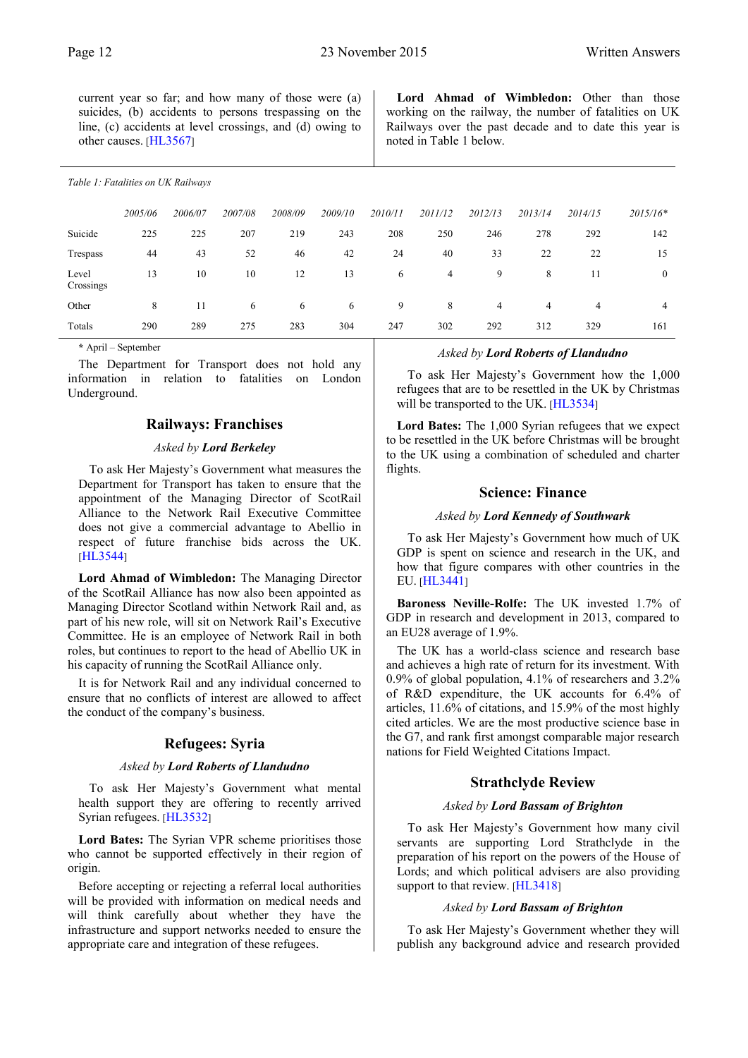current year so far; and how many of those were (a) suicides, (b) accidents to persons trespassing on the line, (c) accidents at level crossings, and (d) owing to other causes. [HL3567]

**Lord Ahmad of Wimbledon:** Other than those working on the railway, the number of fatalities on UK Railways over the past decade and to date this year is noted in Table 1 below.

*Table 1: Fatalities on UK Railways*

| | *2005/06* | *2006/07* | *2007/08* | *2008/09* | *2009/10* | *2010/11* | *2011/12* | *2012/13* | *2013/14* | *2014/15* | *2015/16\** |
|---|---|---|---|---|---|---|---|---|---|---|---|
| Suicide | 225 | 225 | 207 | 219 | 243 | 208 | 250 | 246 | 278 | 292 | 142 |
| Trespass | 44 | 43 | 52 | 46 | 42 | 24 | 40 | 33 | 22 | 22 | 15 |
| Level Crossings | 13 | 10 | 10 | 12 | 13 | 6 | 4 | 9 | 8 | 11 | 0 |
| Other | 8 | 11 | 6 | 6 | 6 | 9 | 8 | 4 | 4 | 4 | 4 |
| Totals | 290 | 289 | 275 | 283 | 304 | 247 | 302 | 292 | 312 | 329 | 161 |

\* April – September

The Department for Transport does not hold any information in relation to fatalities on London Underground.

## Railways: Franchises

*Asked by* ***Lord Berkeley***

To ask Her Majesty's Government what measures the Department for Transport has taken to ensure that the appointment of the Managing Director of ScotRail Alliance to the Network Rail Executive Committee does not give a commercial advantage to Abellio in respect of future franchise bids across the UK. [HL3544]

**Lord Ahmad of Wimbledon:** The Managing Director of the ScotRail Alliance has now also been appointed as Managing Director Scotland within Network Rail and, as part of his new role, will sit on Network Rail's Executive Committee. He is an employee of Network Rail in both roles, but continues to report to the head of Abellio UK in his capacity of running the ScotRail Alliance only.

It is for Network Rail and any individual concerned to ensure that no conflicts of interest are allowed to affect the conduct of the company's business.

## Refugees: Syria

*Asked by* ***Lord Roberts of Llandudno***

To ask Her Majesty's Government what mental health support they are offering to recently arrived Syrian refugees. [HL3532]

**Lord Bates:** The Syrian VPR scheme prioritises those who cannot be supported effectively in their region of origin.

Before accepting or rejecting a referral local authorities will be provided with information on medical needs and will think carefully about whether they have the infrastructure and support networks needed to ensure the appropriate care and integration of these refugees.

*Asked by* ***Lord Roberts of Llandudno***

To ask Her Majesty's Government how the 1,000 refugees that are to be resettled in the UK by Christmas will be transported to the UK. [HL3534]

**Lord Bates:** The 1,000 Syrian refugees that we expect to be resettled in the UK before Christmas will be brought to the UK using a combination of scheduled and charter flights.

## Science: Finance

*Asked by* ***Lord Kennedy of Southwark***

To ask Her Majesty's Government how much of UK GDP is spent on science and research in the UK, and how that figure compares with other countries in the EU. [HL3441]

**Baroness Neville-Rolfe:** The UK invested 1.7% of GDP in research and development in 2013, compared to an EU28 average of 1.9%.

The UK has a world-class science and research base and achieves a high rate of return for its investment. With 0.9% of global population, 4.1% of researchers and 3.2% of R&D expenditure, the UK accounts for 6.4% of articles, 11.6% of citations, and 15.9% of the most highly cited articles. We are the most productive science base in the G7, and rank first amongst comparable major research nations for Field Weighted Citations Impact.

## Strathclyde Review

*Asked by* ***Lord Bassam of Brighton***

To ask Her Majesty's Government how many civil servants are supporting Lord Strathclyde in the preparation of his report on the powers of the House of Lords; and which political advisers are also providing support to that review. [HL3418]

*Asked by* ***Lord Bassam of Brighton***

To ask Her Majesty's Government whether they will publish any background advice and research provided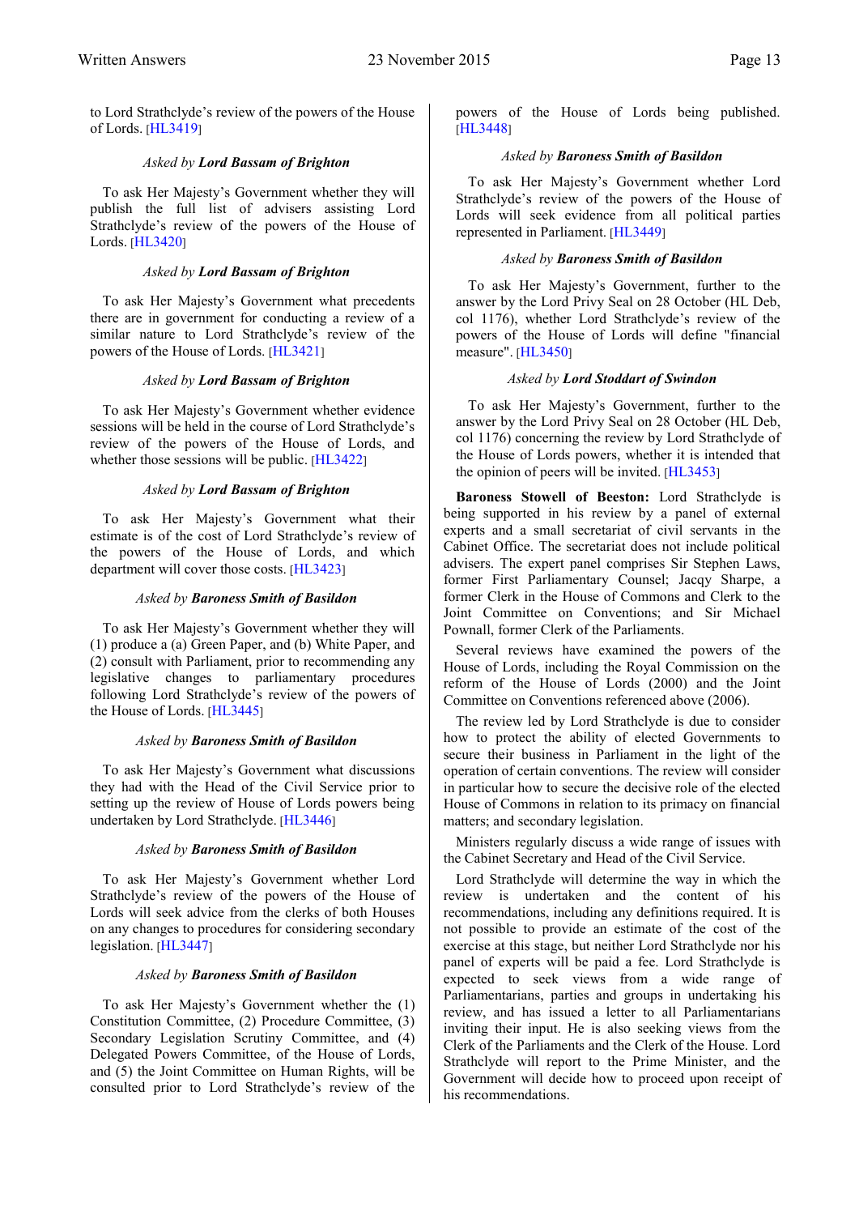to Lord Strathclyde's review of the powers of the House of Lords. [HL3419]

*Asked by* ***Lord Bassam of Brighton***

To ask Her Majesty's Government whether they will publish the full list of advisers assisting Lord Strathclyde's review of the powers of the House of Lords. [HL3420]

*Asked by* ***Lord Bassam of Brighton***

To ask Her Majesty's Government what precedents there are in government for conducting a review of a similar nature to Lord Strathclyde's review of the powers of the House of Lords. [HL3421]

*Asked by* ***Lord Bassam of Brighton***

To ask Her Majesty's Government whether evidence sessions will be held in the course of Lord Strathclyde's review of the powers of the House of Lords, and whether those sessions will be public. [HL3422]

*Asked by* ***Lord Bassam of Brighton***

To ask Her Majesty's Government what their estimate is of the cost of Lord Strathclyde's review of the powers of the House of Lords, and which department will cover those costs. [HL3423]

*Asked by* ***Baroness Smith of Basildon***

To ask Her Majesty's Government whether they will (1) produce a (a) Green Paper, and (b) White Paper, and (2) consult with Parliament, prior to recommending any legislative changes to parliamentary procedures following Lord Strathclyde's review of the powers of the House of Lords. [HL3445]

*Asked by* ***Baroness Smith of Basildon***

To ask Her Majesty's Government what discussions they had with the Head of the Civil Service prior to setting up the review of House of Lords powers being undertaken by Lord Strathclyde. [HL3446]

*Asked by* ***Baroness Smith of Basildon***

To ask Her Majesty's Government whether Lord Strathclyde's review of the powers of the House of Lords will seek advice from the clerks of both Houses on any changes to procedures for considering secondary legislation. [HL3447]

*Asked by* ***Baroness Smith of Basildon***

To ask Her Majesty's Government whether the (1) Constitution Committee, (2) Procedure Committee, (3) Secondary Legislation Scrutiny Committee, and (4) Delegated Powers Committee, of the House of Lords, and (5) the Joint Committee on Human Rights, will be consulted prior to Lord Strathclyde's review of the powers of the House of Lords being published. [HL3448]

*Asked by* ***Baroness Smith of Basildon***

To ask Her Majesty's Government whether Lord Strathclyde's review of the powers of the House of Lords will seek evidence from all political parties represented in Parliament. [HL3449]

*Asked by* ***Baroness Smith of Basildon***

To ask Her Majesty's Government, further to the answer by the Lord Privy Seal on 28 October (HL Deb, col 1176), whether Lord Strathclyde's review of the powers of the House of Lords will define "financial measure". [HL3450]

*Asked by* ***Lord Stoddart of Swindon***

To ask Her Majesty's Government, further to the answer by the Lord Privy Seal on 28 October (HL Deb, col 1176) concerning the review by Lord Strathclyde of the House of Lords powers, whether it is intended that the opinion of peers will be invited. [HL3453]

**Baroness Stowell of Beeston:** Lord Strathclyde is being supported in his review by a panel of external experts and a small secretariat of civil servants in the Cabinet Office. The secretariat does not include political advisers. The expert panel comprises Sir Stephen Laws, former First Parliamentary Counsel; Jacqy Sharpe, a former Clerk in the House of Commons and Clerk to the Joint Committee on Conventions; and Sir Michael Pownall, former Clerk of the Parliaments.

Several reviews have examined the powers of the House of Lords, including the Royal Commission on the reform of the House of Lords (2000) and the Joint Committee on Conventions referenced above (2006).

The review led by Lord Strathclyde is due to consider how to protect the ability of elected Governments to secure their business in Parliament in the light of the operation of certain conventions. The review will consider in particular how to secure the decisive role of the elected House of Commons in relation to its primacy on financial matters; and secondary legislation.

Ministers regularly discuss a wide range of issues with the Cabinet Secretary and Head of the Civil Service.

Lord Strathclyde will determine the way in which the review is undertaken and the content of his recommendations, including any definitions required. It is not possible to provide an estimate of the cost of the exercise at this stage, but neither Lord Strathclyde nor his panel of experts will be paid a fee. Lord Strathclyde is expected to seek views from a wide range of Parliamentarians, parties and groups in undertaking his review, and has issued a letter to all Parliamentarians inviting their input. He is also seeking views from the Clerk of the Parliaments and the Clerk of the House. Lord Strathclyde will report to the Prime Minister, and the Government will decide how to proceed upon receipt of his recommendations.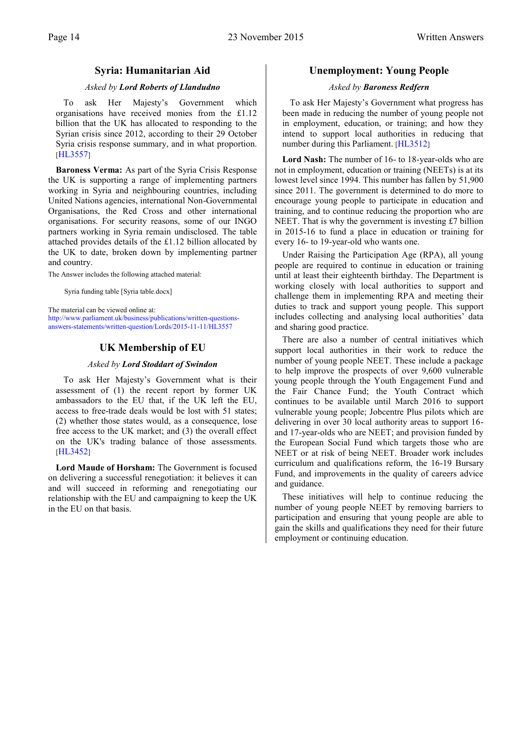## Syria: Humanitarian Aid

*Asked by **Lord Roberts of Llandudno***

To ask Her Majesty's Government which organisations have received monies from the £1.12 billion that the UK has allocated to responding to the Syrian crisis since 2012, according to their 29 October Syria crisis response summary, and in what proportion. [HL3557]

**Baroness Verma:** As part of the Syria Crisis Response the UK is supporting a range of implementing partners working in Syria and neighbouring countries, including United Nations agencies, international Non-Governmental Organisations, the Red Cross and other international organisations. For security reasons, some of our INGO partners working in Syria remain undisclosed. The table attached provides details of the £1.12 billion allocated by the UK to date, broken down by implementing partner and country.

The Answer includes the following attached material:

Syria funding table [Syria table.docx]

The material can be viewed online at:
http://www.parliament.uk/business/publications/written-questions-answers-statements/written-question/Lords/2015-11-11/HL3557

## UK Membership of EU

*Asked by **Lord Stoddart of Swindon***

To ask Her Majesty's Government what is their assessment of (1) the recent report by former UK ambassadors to the EU that, if the UK left the EU, access to free-trade deals would be lost with 51 states; (2) whether those states would, as a consequence, lose free access to the UK market; and (3) the overall effect on the UK's trading balance of those assessments. [HL3452]

**Lord Maude of Horsham:** The Government is focused on delivering a successful renegotiation: it believes it can and will succeed in reforming and renegotiating our relationship with the EU and campaigning to keep the UK in the EU on that basis.

## Unemployment: Young People

*Asked by **Baroness Redfern***

To ask Her Majesty's Government what progress has been made in reducing the number of young people not in employment, education, or training; and how they intend to support local authorities in reducing that number during this Parliament. [HL3512]

**Lord Nash:** The number of 16- to 18-year-olds who are not in employment, education or training (NEETs) is at its lowest level since 1994. This number has fallen by 51,900 since 2011. The government is determined to do more to encourage young people to participate in education and training, and to continue reducing the proportion who are NEET. That is why the government is investing £7 billion in 2015-16 to fund a place in education or training for every 16- to 19-year-old who wants one.

Under Raising the Participation Age (RPA), all young people are required to continue in education or training until at least their eighteenth birthday. The Department is working closely with local authorities to support and challenge them in implementing RPA and meeting their duties to track and support young people. This support includes collecting and analysing local authorities' data and sharing good practice.

There are also a number of central initiatives which support local authorities in their work to reduce the number of young people NEET. These include a package to help improve the prospects of over 9,600 vulnerable young people through the Youth Engagement Fund and the Fair Chance Fund; the Youth Contract which continues to be available until March 2016 to support vulnerable young people; Jobcentre Plus pilots which are delivering in over 30 local authority areas to support 16- and 17-year-olds who are NEET; and provision funded by the European Social Fund which targets those who are NEET or at risk of being NEET. Broader work includes curriculum and qualifications reform, the 16-19 Bursary Fund, and improvements in the quality of careers advice and guidance.

These initiatives will help to continue reducing the number of young people NEET by removing barriers to participation and ensuring that young people are able to gain the skills and qualifications they need for their future employment or continuing education.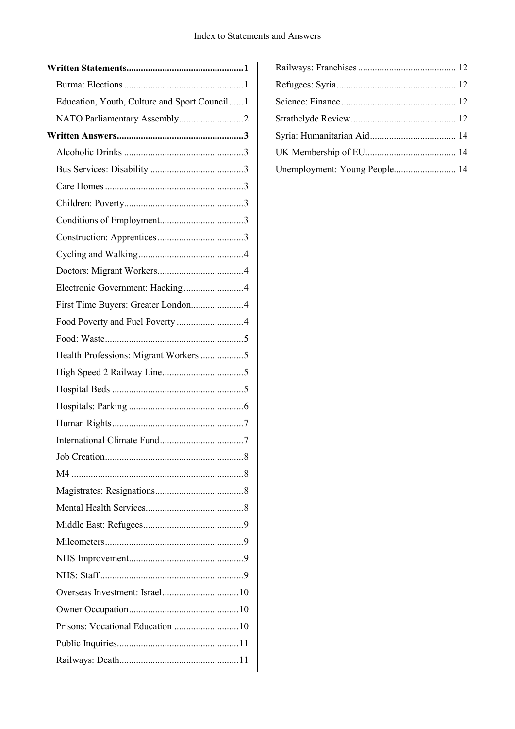# Index to Statements and Answers

**Written Statements**................................................**1**

- Burma: Elections..................................................1
- Education, Youth, Culture and Sport Council......1
- NATO Parliamentary Assembly...........................2

**Written Answers**....................................................**3**

- Alcoholic Drinks..................................................3
- Bus Services: Disability.......................................3
- Care Homes..........................................................3
- Children: Poverty..................................................3
- Conditions of Employment...................................3
- Construction: Apprentices....................................3
- Cycling and Walking............................................4
- Doctors: Migrant Workers....................................4
- Electronic Government: Hacking.........................4
- First Time Buyers: Greater London......................4
- Food Poverty and Fuel Poverty............................4
- Food: Waste..........................................................5
- Health Professions: Migrant Workers..................5
- High Speed 2 Railway Line..................................5
- Hospital Beds.......................................................5
- Hospitals: Parking................................................6
- Human Rights.......................................................7
- International Climate Fund...................................7
- Job Creation..........................................................8
- M4........................................................................8
- Magistrates: Resignations.....................................8
- Mental Health Services.........................................8
- Middle East: Refugees..........................................9
- Mileometers..........................................................9
- NHS Improvement................................................9
- NHS: Staff............................................................9
- Overseas Investment: Israel................................10
- Owner Occupation..............................................10
- Prisons: Vocational Education...........................10
- Public Inquiries...................................................11
- Railways: Death..................................................11
- Railways: Franchises..........................................12
- Refugees: Syria...................................................12
- Science: Finance.................................................12
- Strathclyde Review............................................12
- Syria: Humanitarian Aid....................................14
- UK Membership of EU......................................14
- Unemployment: Young People..........................14